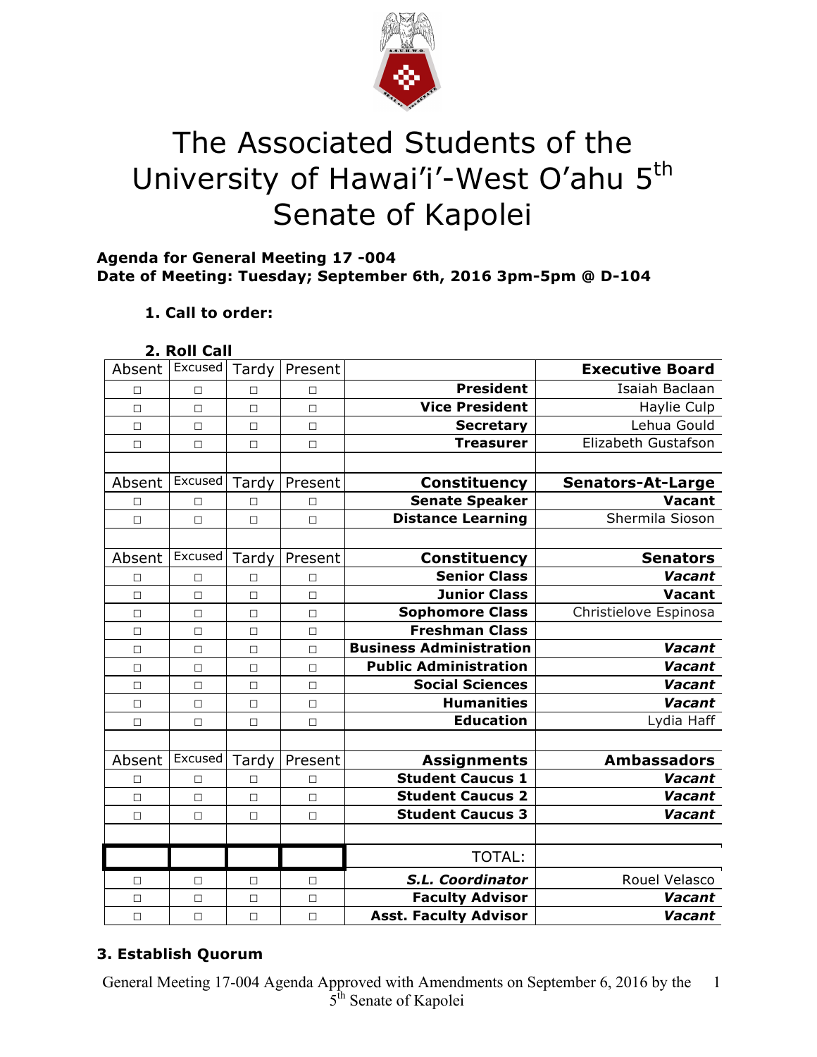# The Associated Students of the University of Hawai'i-West O'ahu 5th Senate of Kapolei

**Agenda for General Meeting 17 -004**
**Date of Meeting: Tuesday; September 6th, 2016 3pm-5pm @ D-104**

1. **Call to order:**

2. **Roll Call**

| Absent | Excused | Tardy | Present | | **Executive Board** |
|---|---|---|---|---|---|
| □ | □ | □ | □ | **President** | Isaiah Baclaan |
| □ | □ | □ | □ | **Vice President** | Haylie Culp |
| □ | □ | □ | □ | **Secretary** | Lehua Gould |
| □ | □ | □ | □ | **Treasurer** | Elizabeth Gustafson |
| | | | | | |
| Absent | Excused | Tardy | Present | **Constituency** | **Senators-At-Large** |
| □ | □ | □ | □ | **Senate Speaker** | **Vacant** |
| □ | □ | □ | □ | **Distance Learning** | Shermila Sioson |
| | | | | | |
| Absent | Excused | Tardy | Present | **Constituency** | **Senators** |
| □ | □ | □ | □ | **Senior Class** | ***Vacant*** |
| □ | □ | □ | □ | **Junior Class** | **Vacant** |
| □ | □ | □ | □ | **Sophomore Class** | Christielove Espinosa |
| □ | □ | □ | □ | **Freshman Class** | |
| □ | □ | □ | □ | **Business Administration** | ***Vacant*** |
| □ | □ | □ | □ | **Public Administration** | ***Vacant*** |
| □ | □ | □ | □ | **Social Sciences** | ***Vacant*** |
| □ | □ | □ | □ | **Humanities** | ***Vacant*** |
| □ | □ | □ | □ | **Education** | Lydia Haff |
| | | | | | |
| Absent | Excused | Tardy | Present | **Assignments** | **Ambassadors** |
| □ | □ | □ | □ | **Student Caucus 1** | ***Vacant*** |
| □ | □ | □ | □ | **Student Caucus 2** | ***Vacant*** |
| □ | □ | □ | □ | **Student Caucus 3** | ***Vacant*** |
| | | | | | |
| | | | | TOTAL: | |
| □ | □ | □ | □ | ***S.L. Coordinator*** | Rouel Velasco |
| □ | □ | □ | □ | **Faculty Advisor** | ***Vacant*** |
| □ | □ | □ | □ | **Asst. Faculty Advisor** | ***Vacant*** |

3. **Establish Quorum**

General Meeting 17-004 Agenda Approved with Amendments on September 6, 2016 by the 5th Senate of Kapolei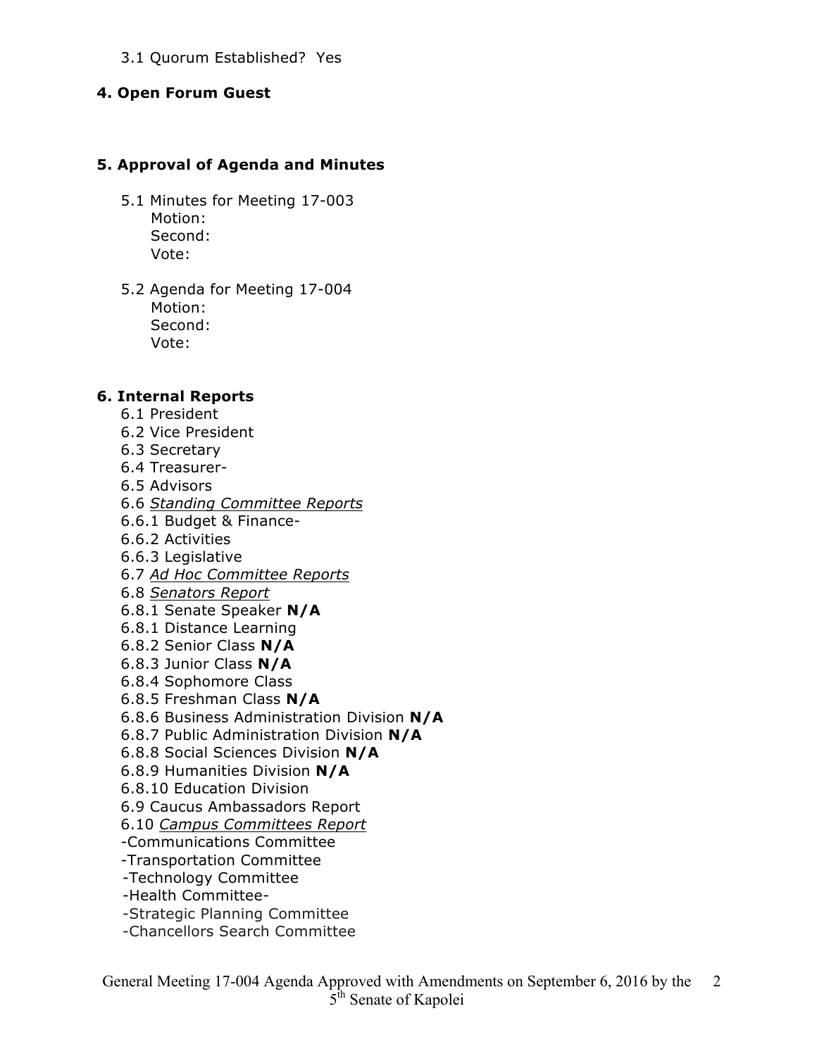3.1 Quorum Established? Yes

**4. Open Forum Guest**

**5. Approval of Agenda and Minutes**

5.1 Minutes for Meeting 17-003
Motion:
Second:
Vote:

5.2 Agenda for Meeting 17-004
Motion:
Second:
Vote:

**6. Internal Reports**

6.1 President
6.2 Vice President
6.3 Secretary
6.4 Treasurer-
6.5 Advisors
6.6 *Standing Committee Reports*
6.6.1 Budget & Finance-
6.6.2 Activities
6.6.3 Legislative
6.7 *Ad Hoc Committee Reports*
6.8 *Senators Report*
6.8.1 Senate Speaker **N/A**
6.8.1 Distance Learning
6.8.2 Senior Class **N/A**
6.8.3 Junior Class **N/A**
6.8.4 Sophomore Class
6.8.5 Freshman Class **N/A**
6.8.6 Business Administration Division **N/A**
6.8.7 Public Administration Division **N/A**
6.8.8 Social Sciences Division **N/A**
6.8.9 Humanities Division **N/A**
6.8.10 Education Division
6.9 Caucus Ambassadors Report
6.10 *Campus Committees Report*
-Communications Committee
-Transportation Committee
-Technology Committee
-Health Committee-
-Strategic Planning Committee
-Chancellors Search Committee

General Meeting 17-004 Agenda Approved with Amendments on September 6, 2016 by the 5th Senate of Kapolei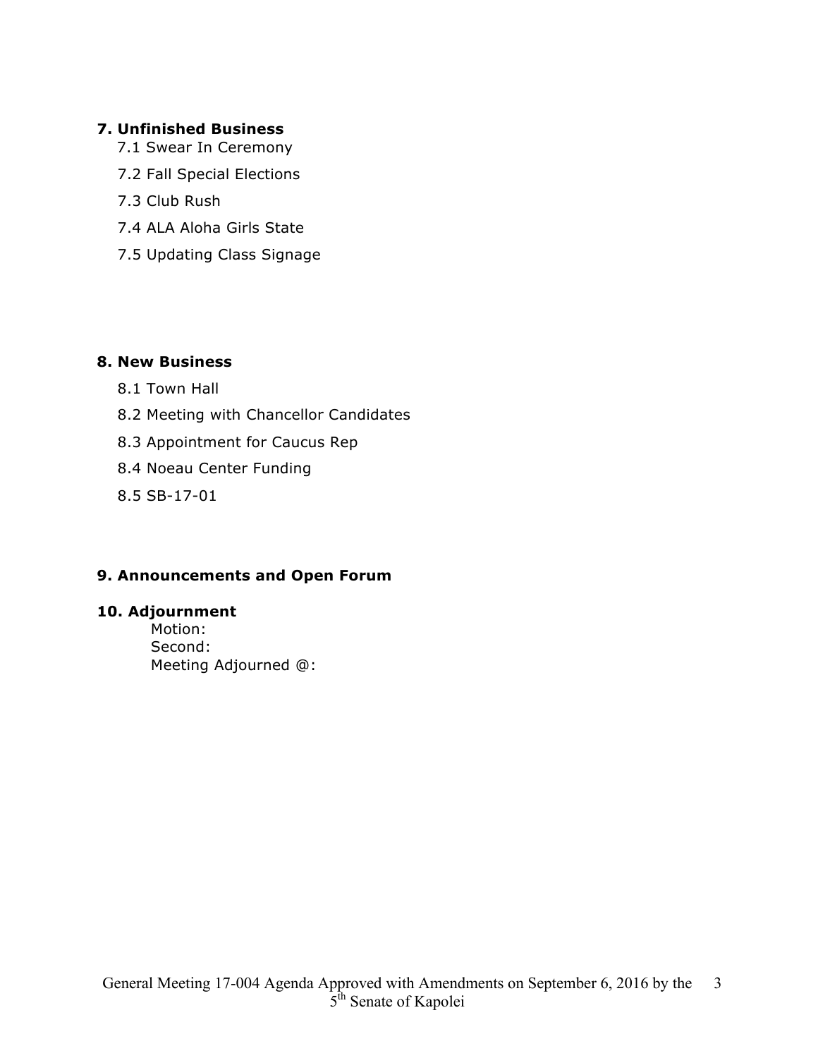## 7. Unfinished Business

7.1 Swear In Ceremony

7.2 Fall Special Elections

7.3 Club Rush

7.4 ALA Aloha Girls State

7.5 Updating Class Signage

## 8. New Business

8.1 Town Hall

8.2 Meeting with Chancellor Candidates

8.3 Appointment for Caucus Rep

8.4 Noeau Center Funding

8.5 SB-17-01

## 9. Announcements and Open Forum

## 10. Adjournment

Motion:
Second:
Meeting Adjourned @: